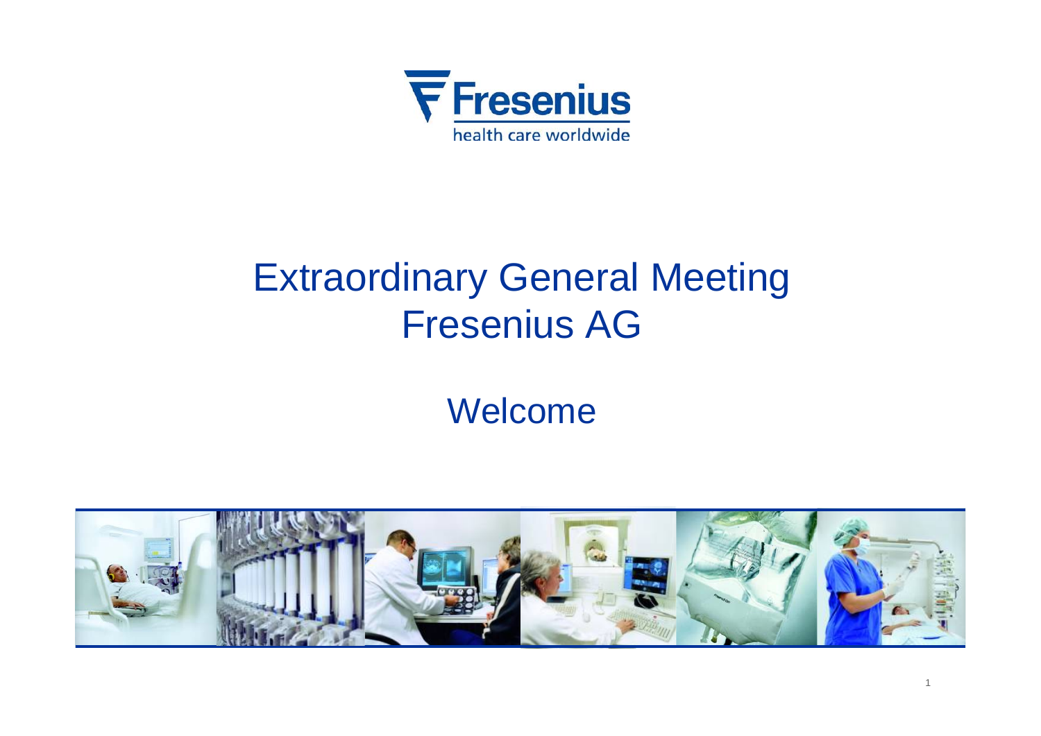Fresenius

health care worldwide

# Extraordinary General Meeting Fresenius AG

## Welcome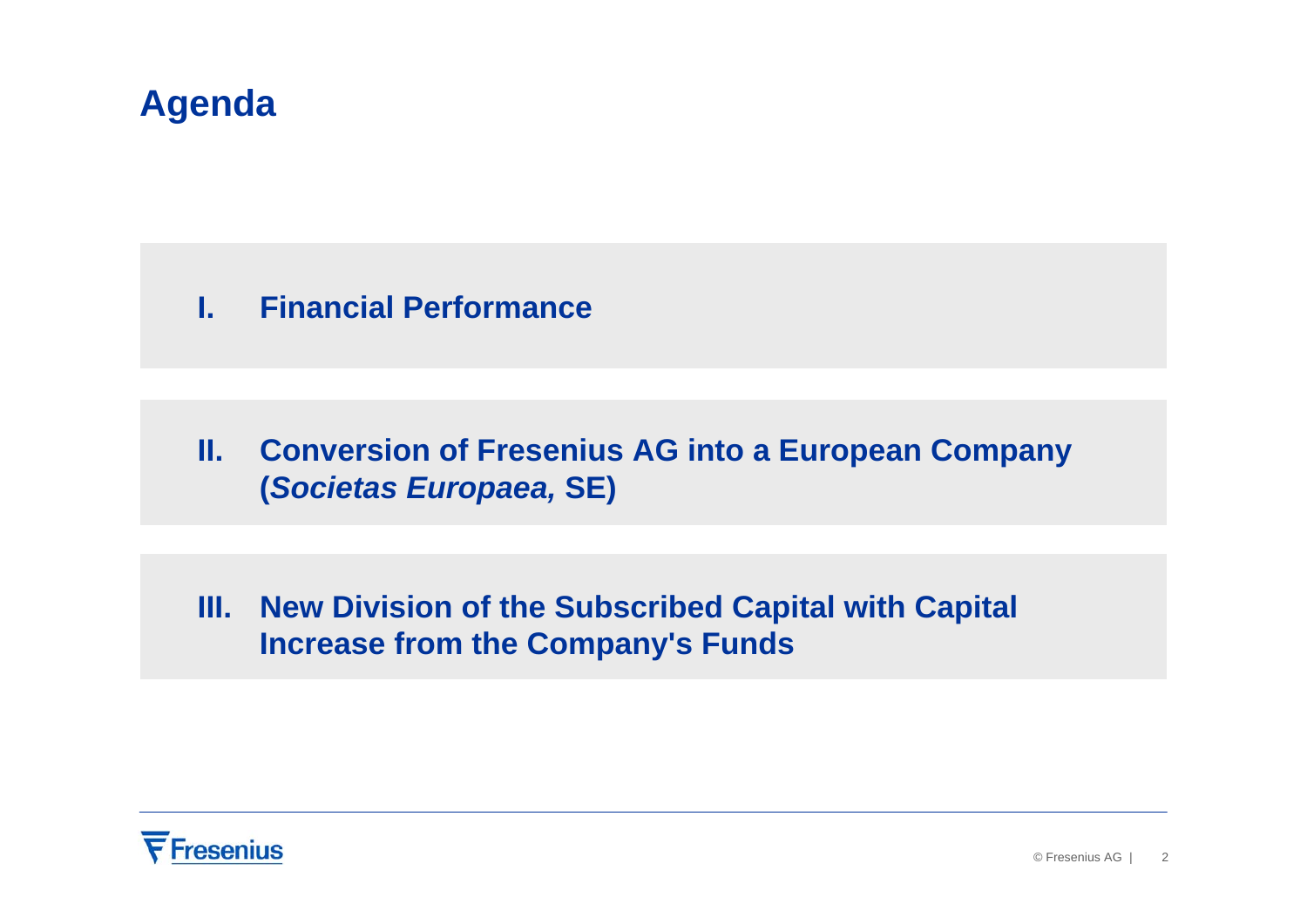# Agenda

**I. Financial Performance**

**II. Conversion of Fresenius AG into a European Company (*Societas Europaea,* SE)**

**III. New Division of the Subscribed Capital with Capital Increase from the Company's Funds**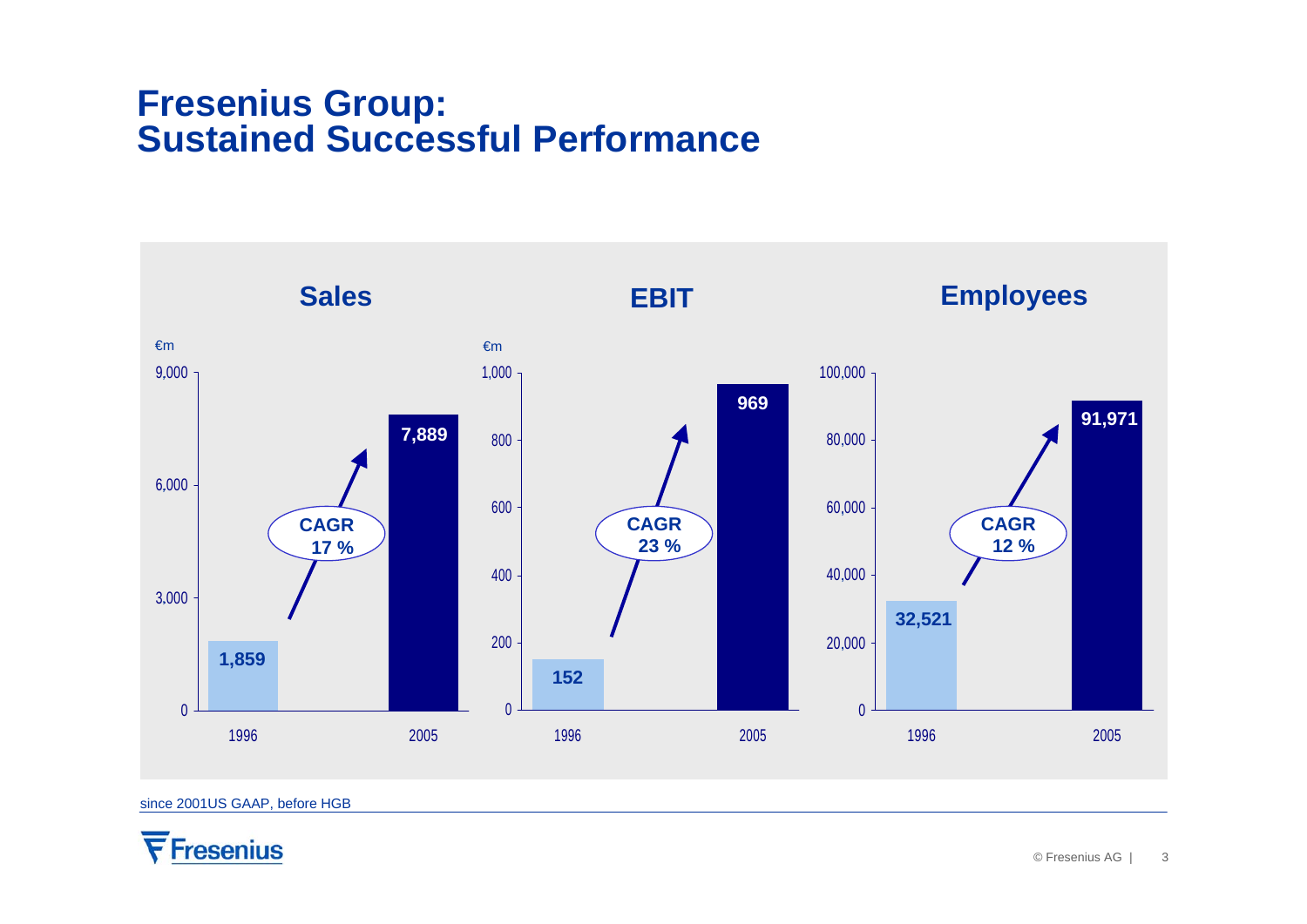# Fresenius Group: Sustained Successful Performance

## Sales

€m

| Year | Sales (€m) |
|---|---|
| 1996 | 1,859 |
| 2005 | 7,889 |

CAGR 17 %

## EBIT

€m

| Year | EBIT (€m) |
|---|---|
| 1996 | 152 |
| 2005 | 969 |

CAGR 23 %

## Employees

| Year | Employees |
|---|---|
| 1996 | 32,521 |
| 2005 | 91,971 |

CAGR 12 %

since 2001US GAAP, before HGB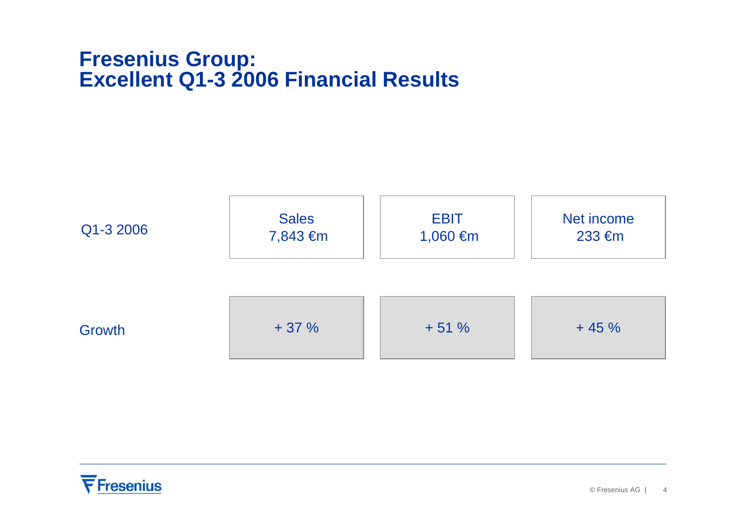# Fresenius Group: Excellent Q1-3 2006 Financial Results

| | Sales | EBIT | Net income |
|---|---|---|---|
| Q1-3 2006 | 7,843 €m | 1,060 €m | 233 €m |
| Growth | + 37 % | + 51 % | + 45 % |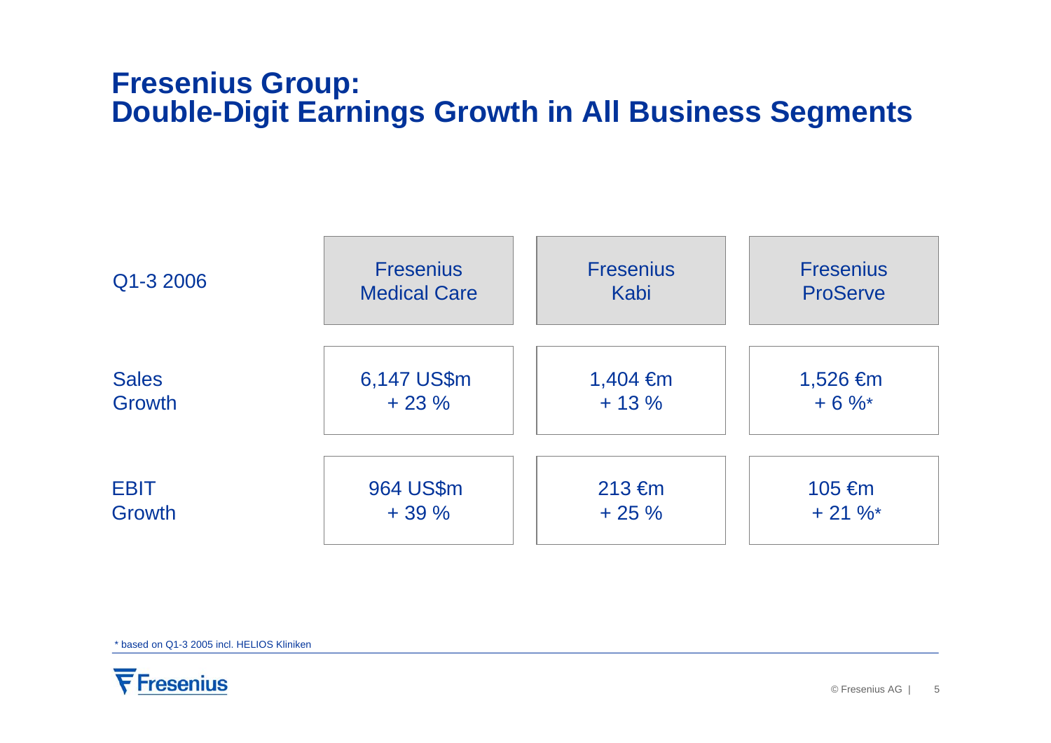# Fresenius Group: Double-Digit Earnings Growth in All Business Segments

| Q1-3 2006 | Fresenius Medical Care | Fresenius Kabi | Fresenius ProServe |
|---|---|---|---|
| Sales Growth | 6,147 US$m + 23 % | 1,404 €m + 13 % | 1,526 €m + 6 %* |
| EBIT Growth | 964 US$m + 39 % | 213 €m + 25 % | 105 €m + 21 %* |

* based on Q1-3 2005 incl. HELIOS Kliniken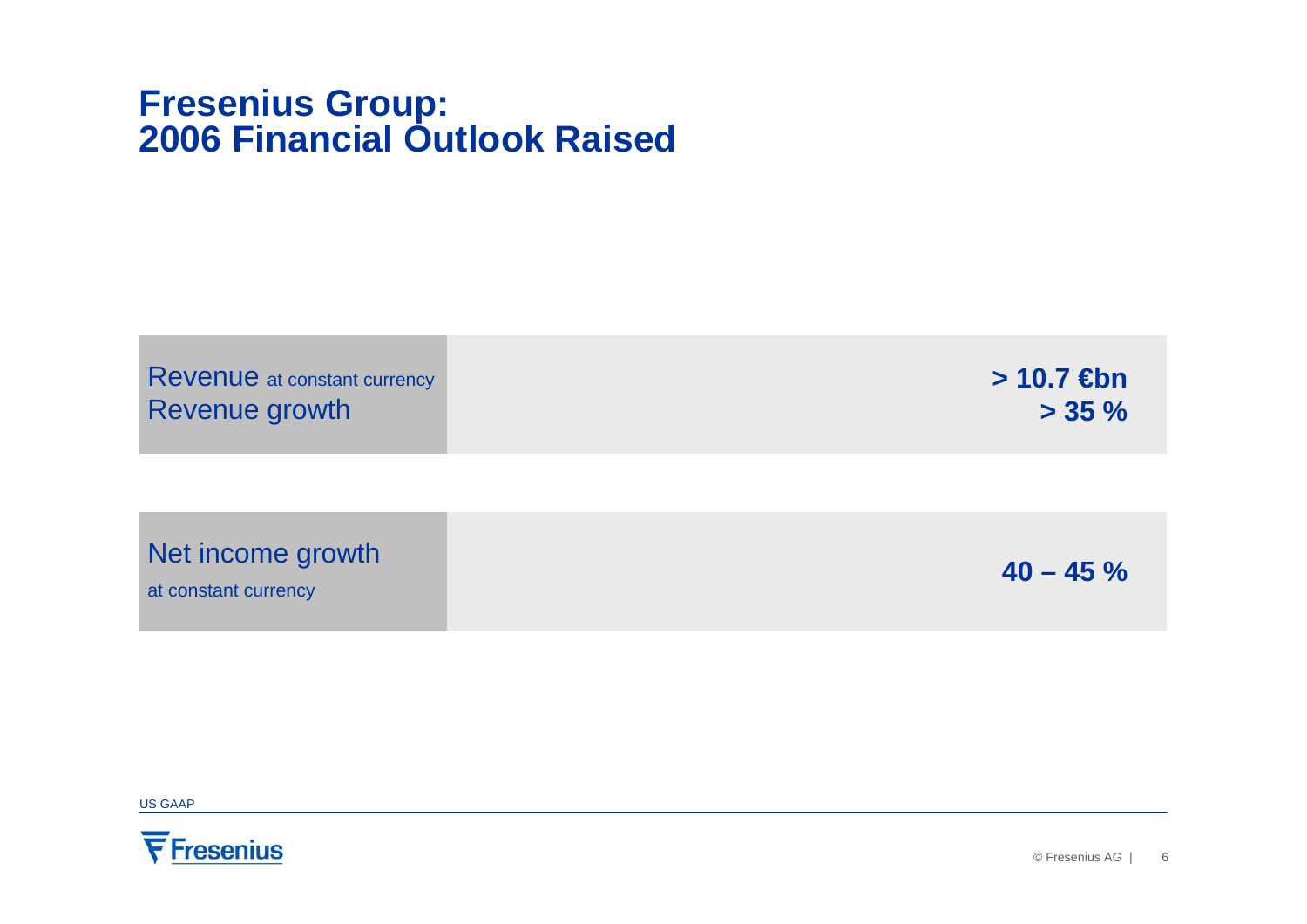# Fresenius Group:
# 2006 Financial Outlook Raised

| | |
|---|---|
| Revenue at constant currency<br>Revenue growth | **> 10.7 €bn**<br>**> 35 %** |
| Net income growth<br>at constant currency | **40 – 45 %** |

US GAAP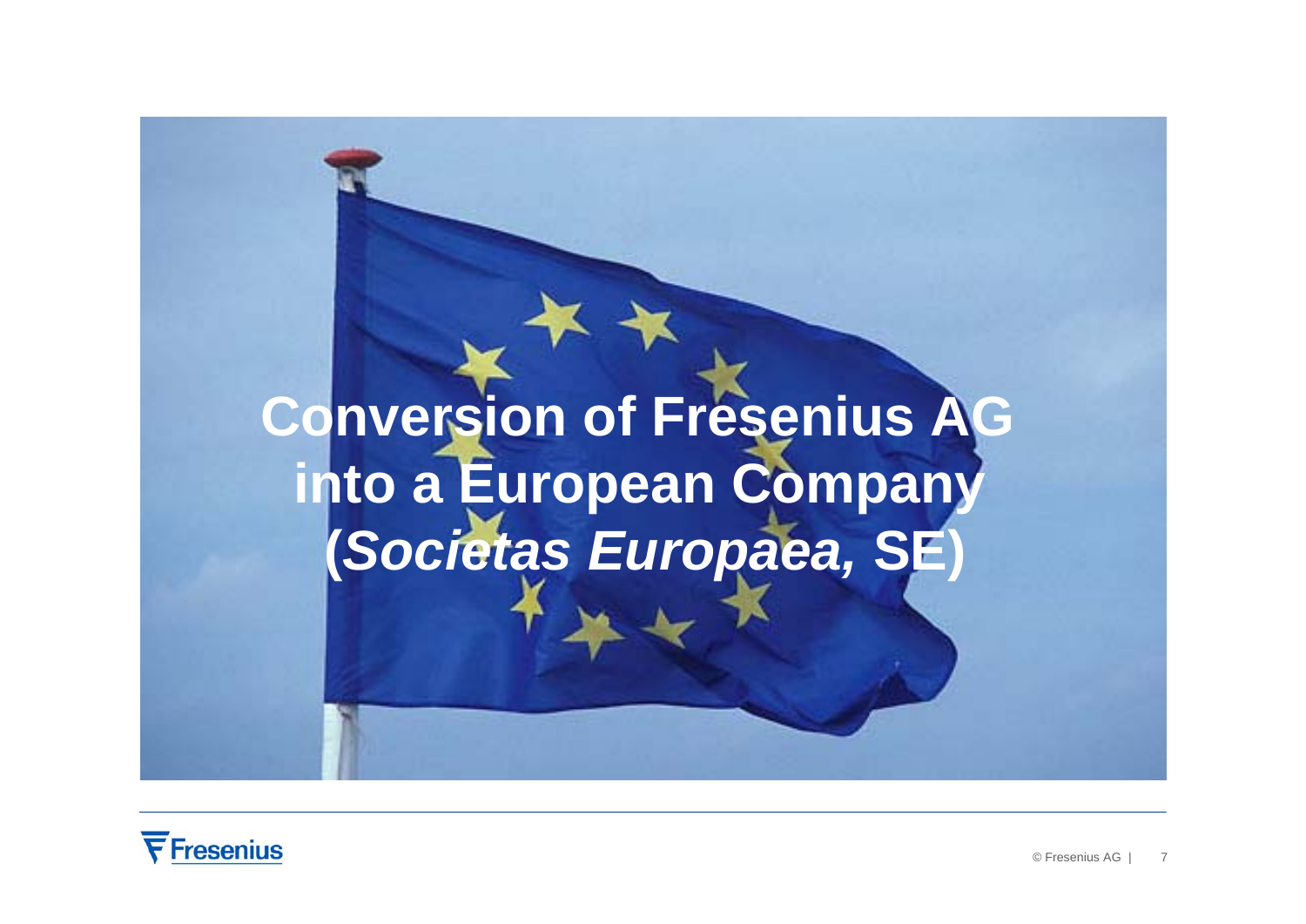# Conversion of Fresenius AG into a European Company (*Societas Europaea,* SE)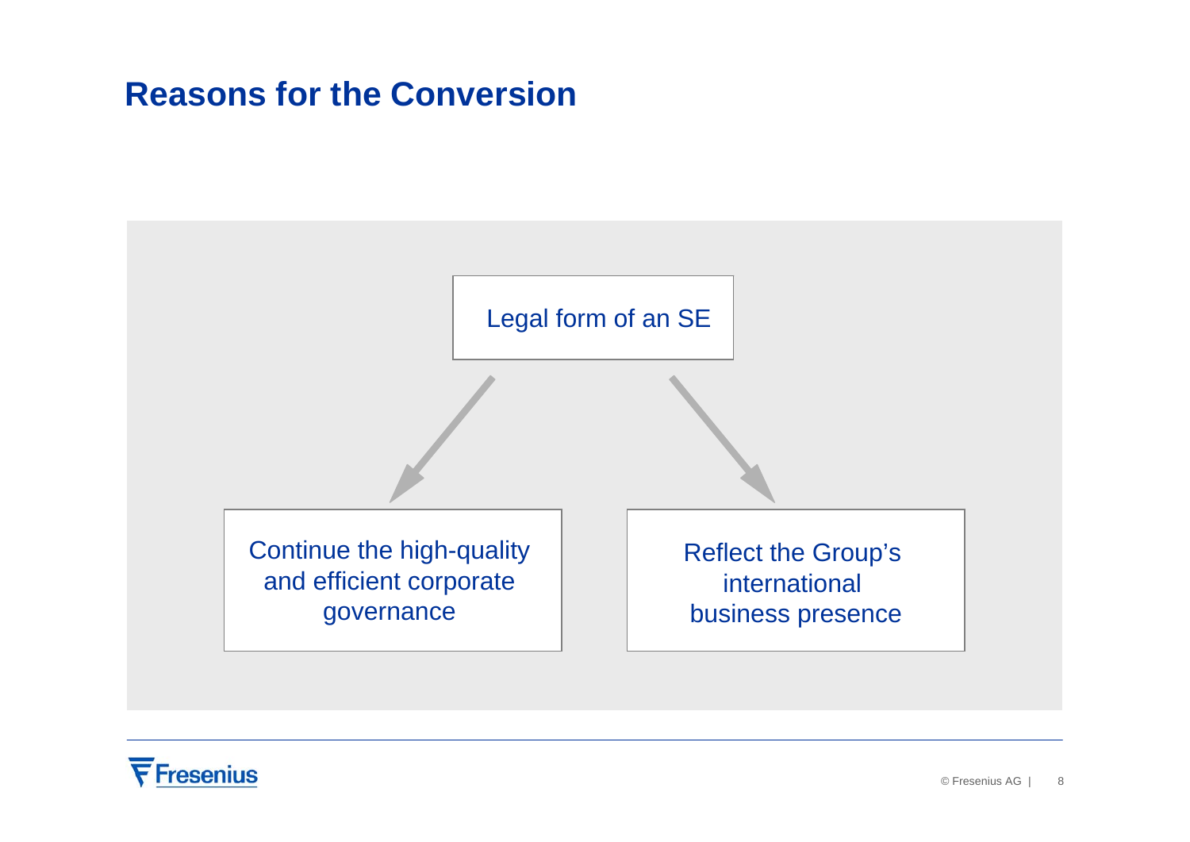# Reasons for the Conversion

Legal form of an SE

Continue the high-quality and efficient corporate governance

Reflect the Group's international business presence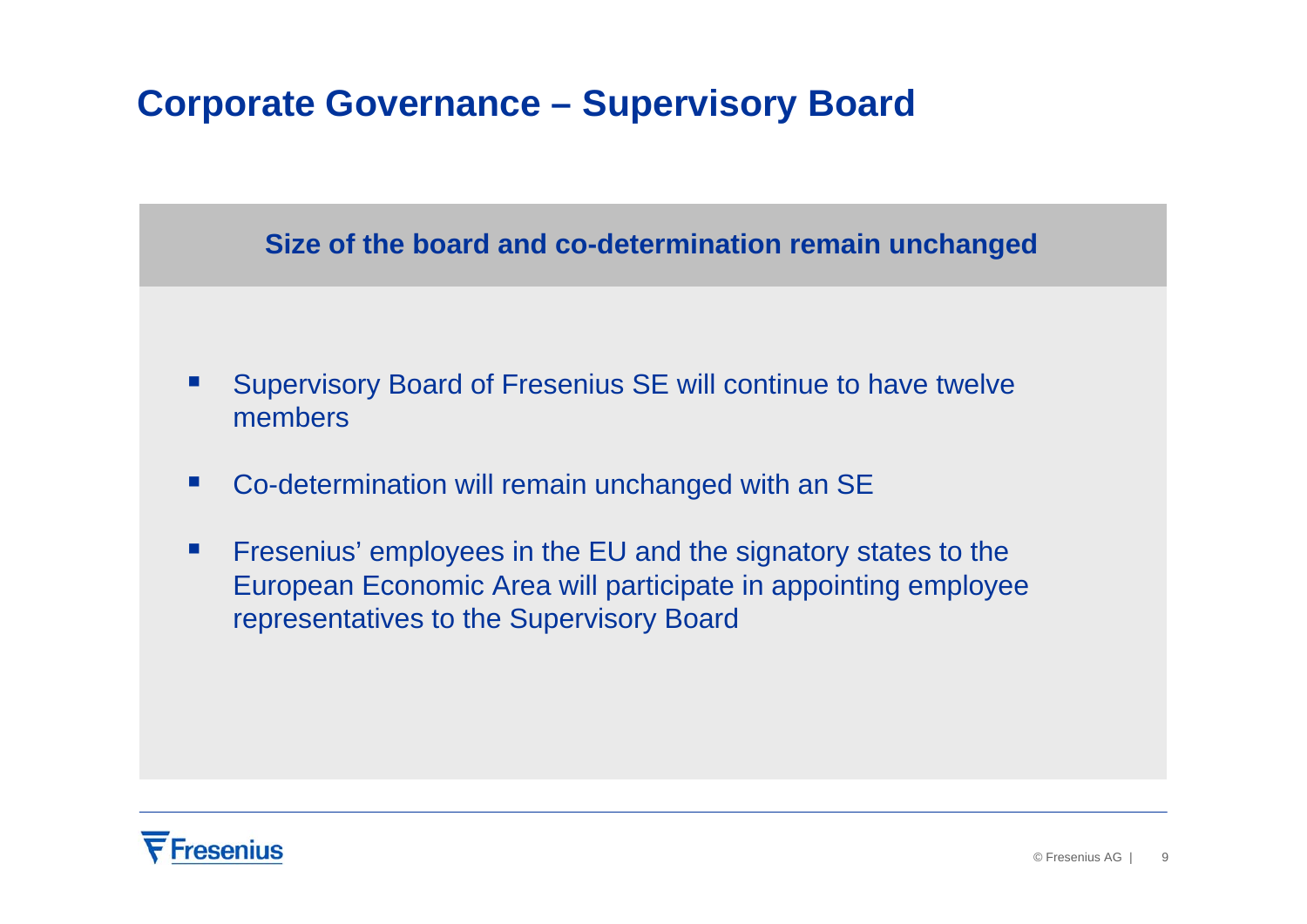# Corporate Governance – Supervisory Board

**Size of the board and co-determination remain unchanged**

- Supervisory Board of Fresenius SE will continue to have twelve members
- Co-determination will remain unchanged with an SE
- Fresenius' employees in the EU and the signatory states to the European Economic Area will participate in appointing employee representatives to the Supervisory Board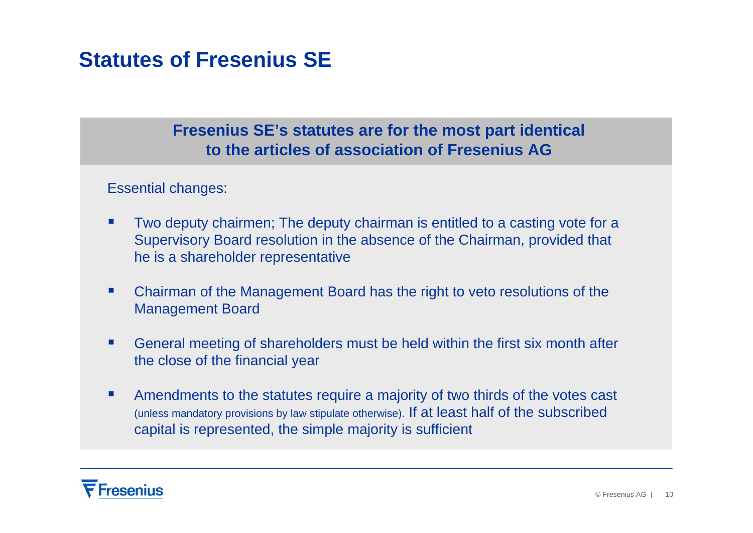# Statutes of Fresenius SE

**Fresenius SE's statutes are for the most part identical to the articles of association of Fresenius AG**

Essential changes:

- Two deputy chairmen; The deputy chairman is entitled to a casting vote for a Supervisory Board resolution in the absence of the Chairman, provided that he is a shareholder representative
- Chairman of the Management Board has the right to veto resolutions of the Management Board
- General meeting of shareholders must be held within the first six month after the close of the financial year
- Amendments to the statutes require a majority of two thirds of the votes cast (unless mandatory provisions by law stipulate otherwise). If at least half of the subscribed capital is represented, the simple majority is sufficient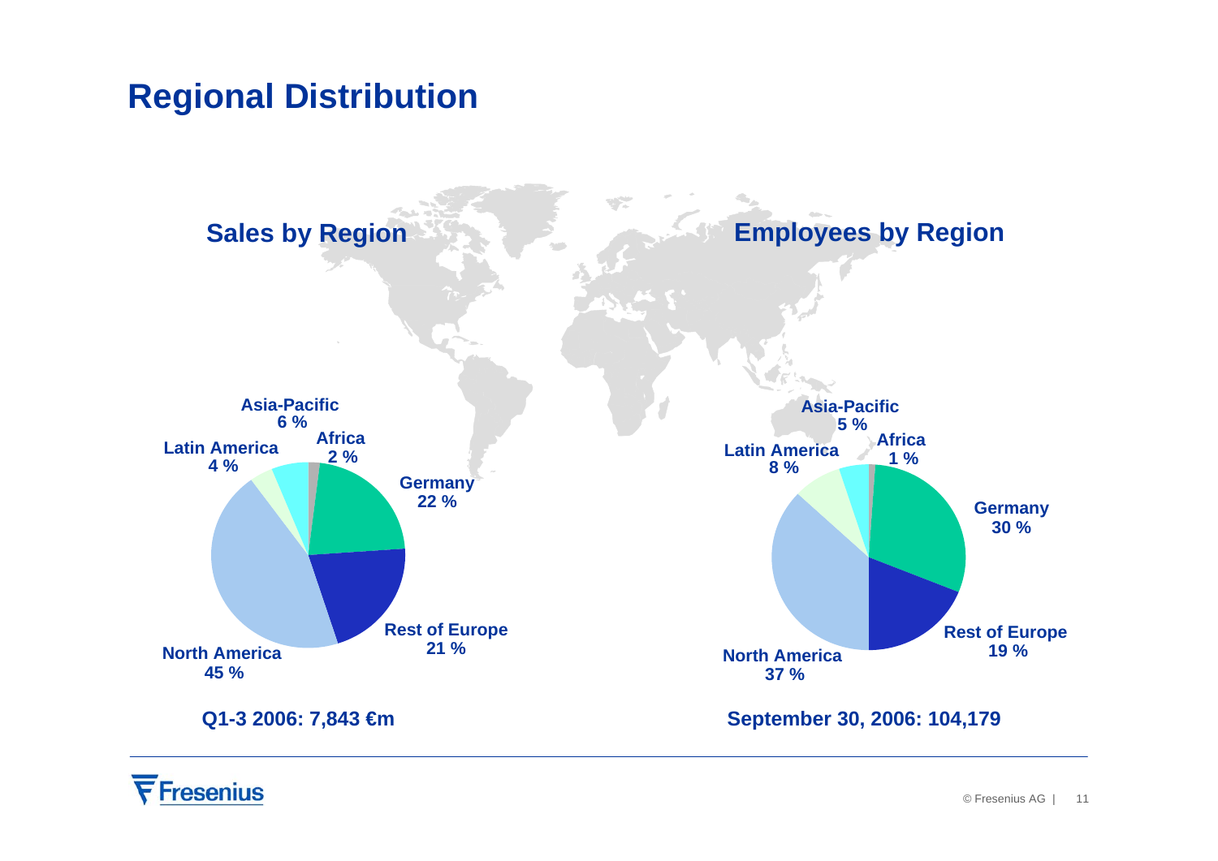# Regional Distribution

## Sales by Region

| Region | Share |
| --- | --- |
| Asia-Pacific | 6 % |
| Africa | 2 % |
| Latin America | 4 % |
| Germany | 22 % |
| Rest of Europe | 21 % |
| North America | 45 % |

**Q1-3 2006: 7,843 €m**

## Employees by Region

| Region | Share |
| --- | --- |
| Asia-Pacific | 5 % |
| Africa | 1 % |
| Latin America | 8 % |
| Germany | 30 % |
| Rest of Europe | 19 % |
| North America | 37 % |

**September 30, 2006: 104,179**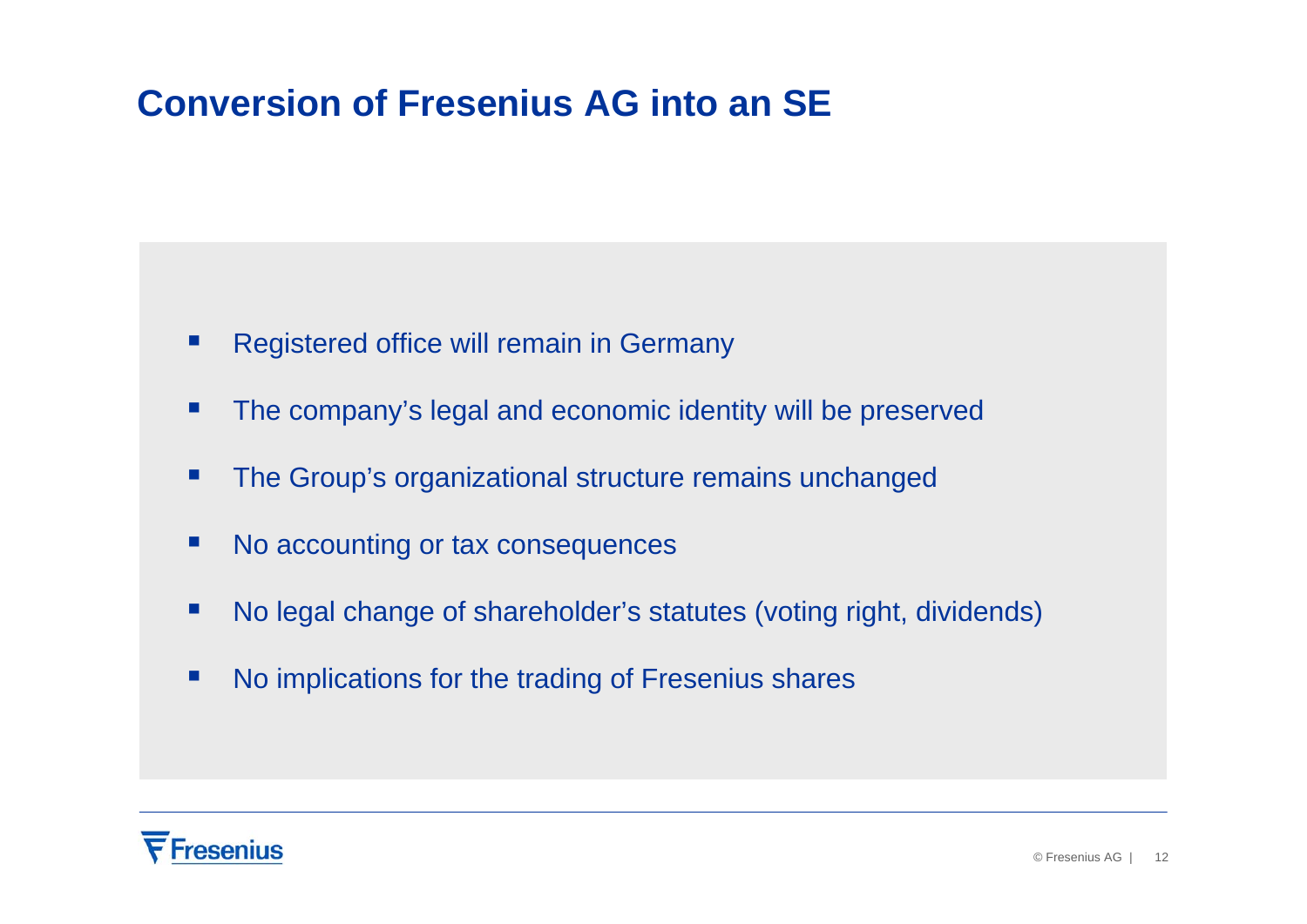# Conversion of Fresenius AG into an SE

- Registered office will remain in Germany
- The company's legal and economic identity will be preserved
- The Group's organizational structure remains unchanged
- No accounting or tax consequences
- No legal change of shareholder's statutes (voting right, dividends)
- No implications for the trading of Fresenius shares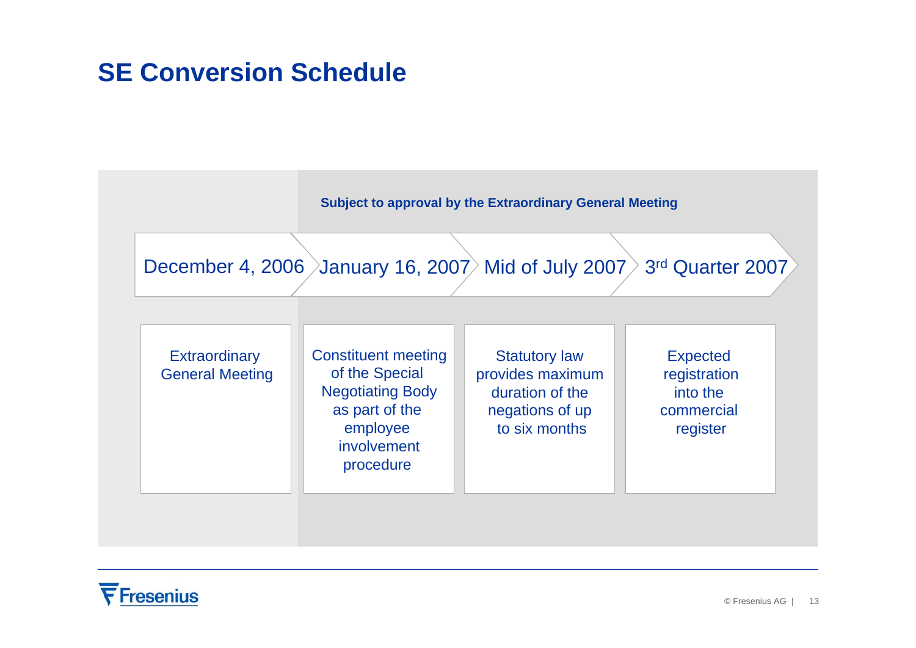# SE Conversion Schedule

**Subject to approval by the Extraordinary General Meeting**

| December 4, 2006 | January 16, 2007 | Mid of July 2007 | 3rd Quarter 2007 |
|---|---|---|---|
| Extraordinary General Meeting | Constituent meeting of the Special Negotiating Body as part of the employee involvement procedure | Statutory law provides maximum duration of the negations of up to six months | Expected registration into the commercial register |

© Fresenius AG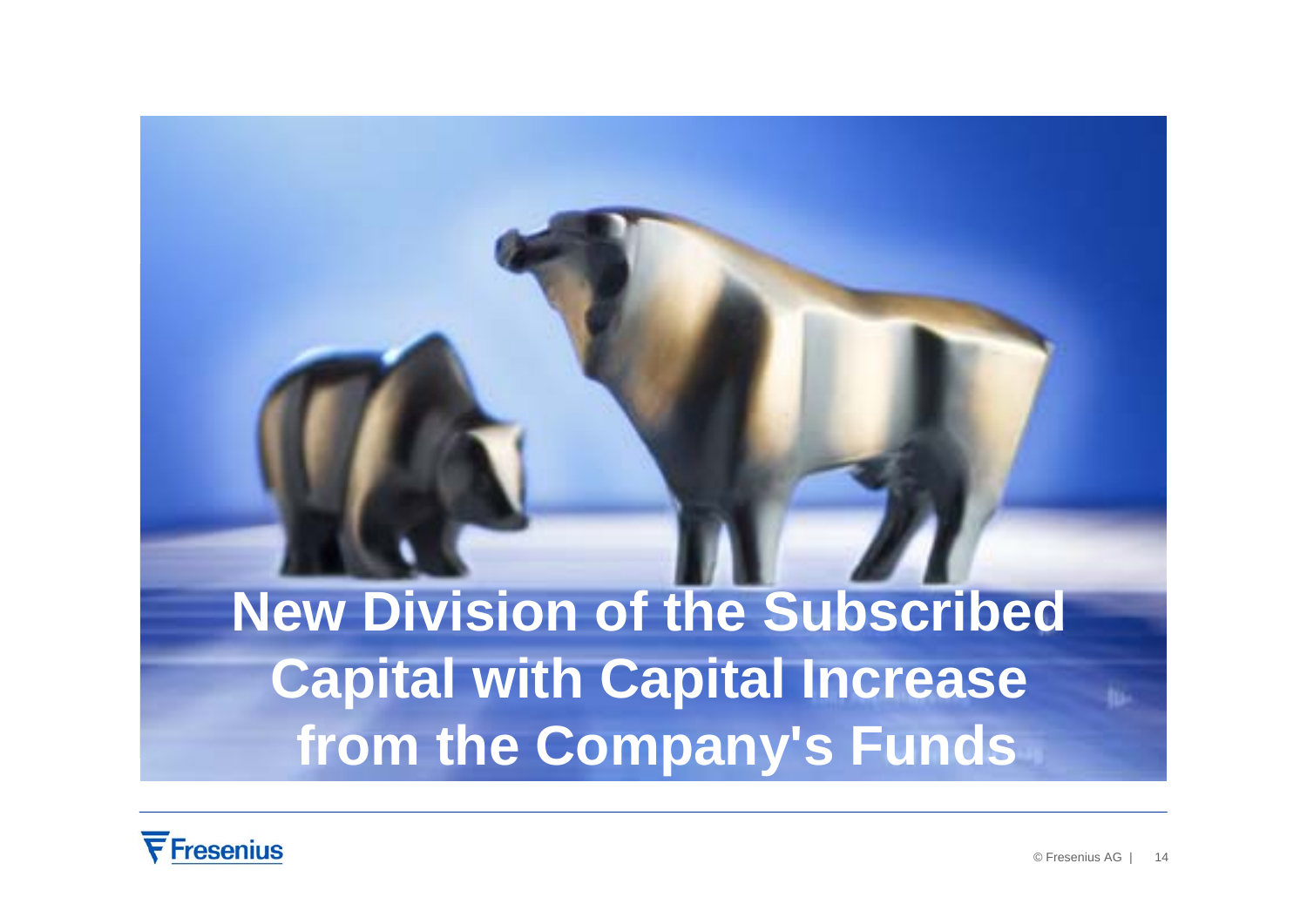# New Division of the Subscribed Capital with Capital Increase from the Company's Funds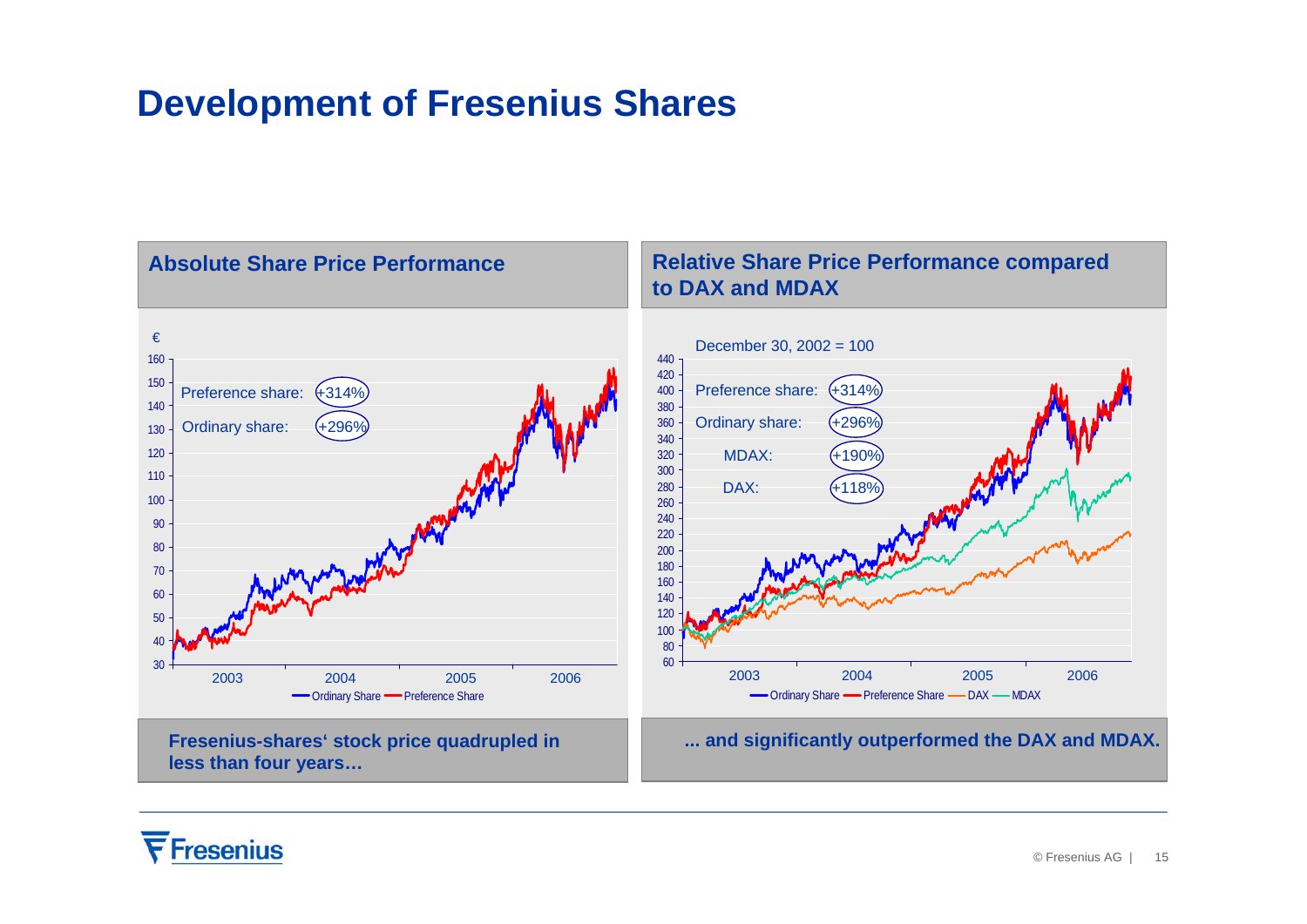# Development of Fresenius Shares

## Absolute Share Price Performance

€

Preference share: +314%

Ordinary share: +296%

2003 2004 2005 2006

Ordinary Share — Preference Share

**Fresenius-shares' stock price quadrupled in less than four years…**

## Relative Share Price Performance compared to DAX and MDAX

December 30, 2002 = 100

Preference share: +314%

Ordinary share: +296%

MDAX: +190%

DAX: +118%

2003 2004 2005 2006

Ordinary Share — Preference Share — DAX — MDAX

**... and significantly outperformed the DAX and MDAX.**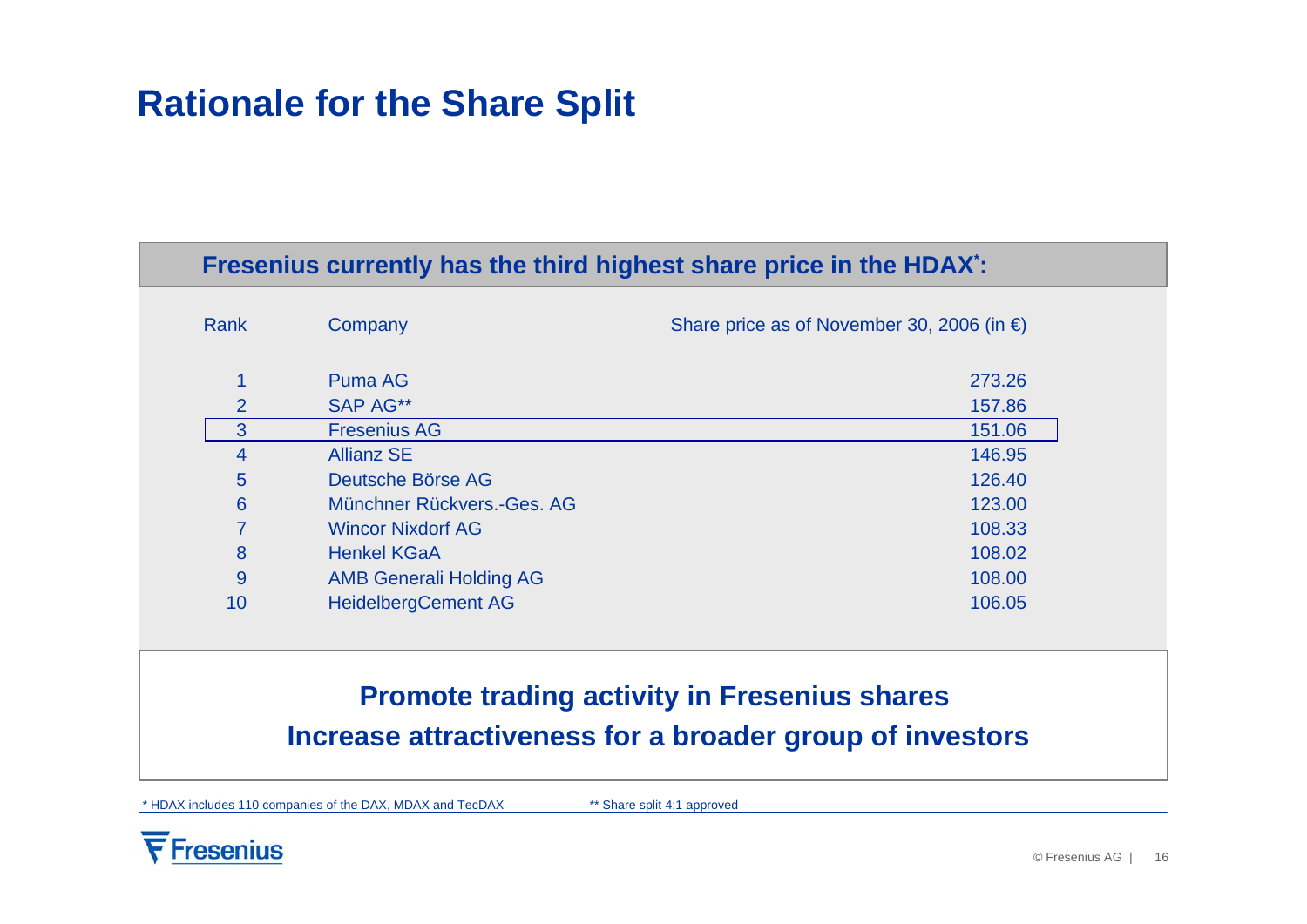# Rationale for the Share Split

**Fresenius currently has the third highest share price in the HDAX*:**

| Rank | Company | Share price as of November 30, 2006 (in €) |
|---|---|---|
| 1 | Puma AG | 273.26 |
| 2 | SAP AG** | 157.86 |
| 3 | Fresenius AG | 151.06 |
| 4 | Allianz SE | 146.95 |
| 5 | Deutsche Börse AG | 126.40 |
| 6 | Münchner Rückvers.-Ges. AG | 123.00 |
| 7 | Wincor Nixdorf AG | 108.33 |
| 8 | Henkel KGaA | 108.02 |
| 9 | AMB Generali Holding AG | 108.00 |
| 10 | HeidelbergCement AG | 106.05 |

**Promote trading activity in Fresenius shares**

**Increase attractiveness for a broader group of investors**

* HDAX includes 110 companies of the DAX, MDAX and TecDAX

** Share split 4:1 approved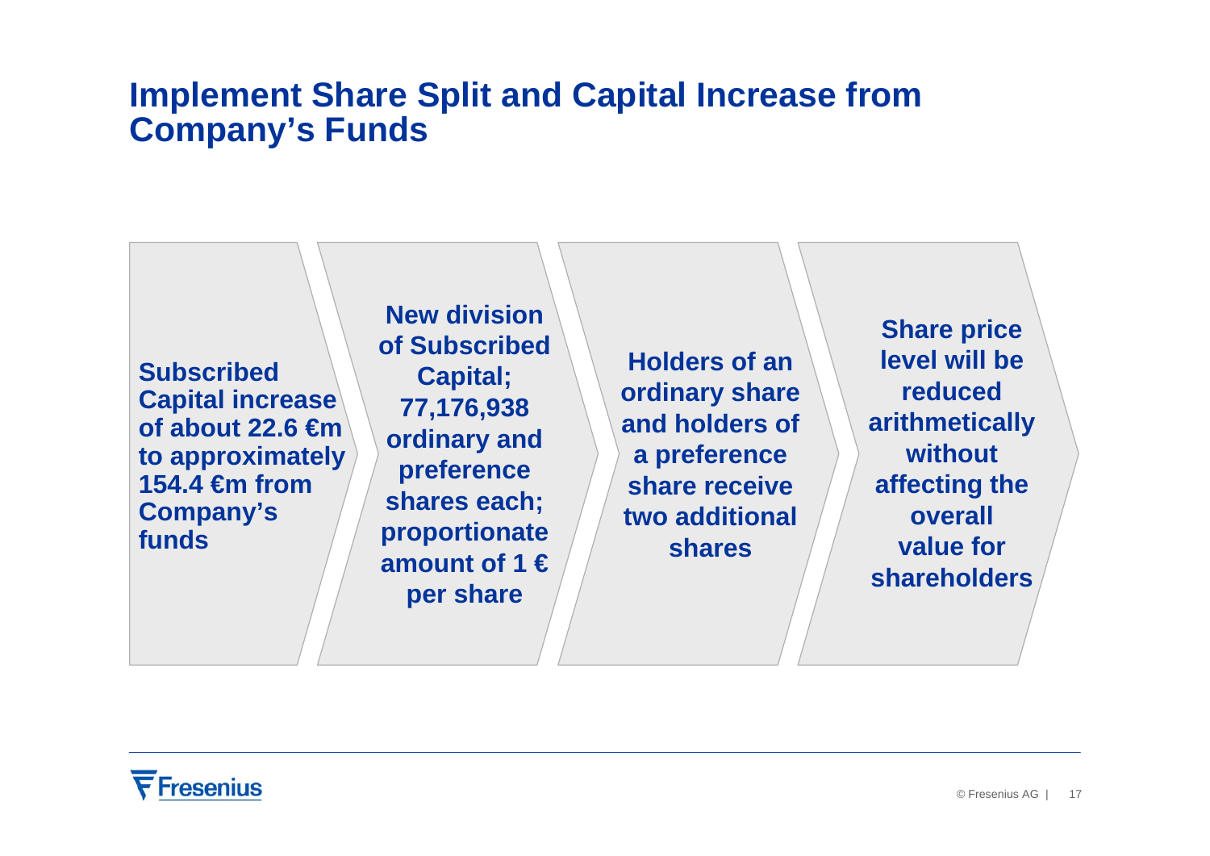# Implement Share Split and Capital Increase from Company's Funds

**Subscribed Capital increase of about 22.6 €m to approximately 154.4 €m from Company's funds**

**New division of Subscribed Capital; 77,176,938 ordinary and preference shares each; proportionate amount of 1 € per share**

**Holders of an ordinary share and holders of a preference share receive two additional shares**

**Share price level will be reduced arithmetically without affecting the overall value for shareholders**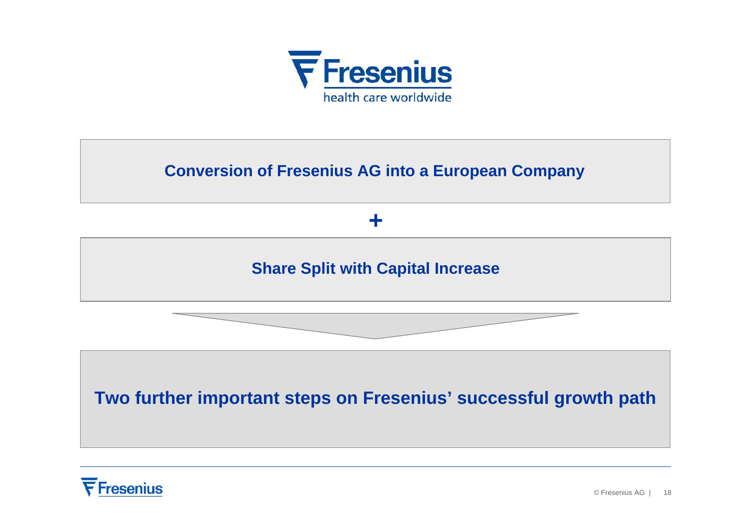**Conversion of Fresenius AG into a European Company**

+

**Share Split with Capital Increase**

**Two further important steps on Fresenius' successful growth path**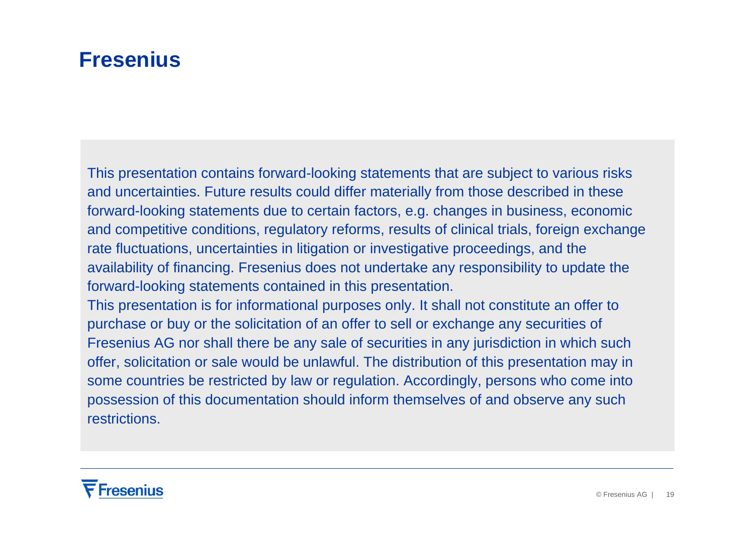# Fresenius

This presentation contains forward-looking statements that are subject to various risks and uncertainties. Future results could differ materially from those described in these forward-looking statements due to certain factors, e.g. changes in business, economic and competitive conditions, regulatory reforms, results of clinical trials, foreign exchange rate fluctuations, uncertainties in litigation or investigative proceedings, and the availability of financing. Fresenius does not undertake any responsibility to update the forward-looking statements contained in this presentation.

This presentation is for informational purposes only. It shall not constitute an offer to purchase or buy or the solicitation of an offer to sell or exchange any securities of Fresenius AG nor shall there be any sale of securities in any jurisdiction in which such offer, solicitation or sale would be unlawful. The distribution of this presentation may in some countries be restricted by law or regulation. Accordingly, persons who come into possession of this documentation should inform themselves of and observe any such restrictions.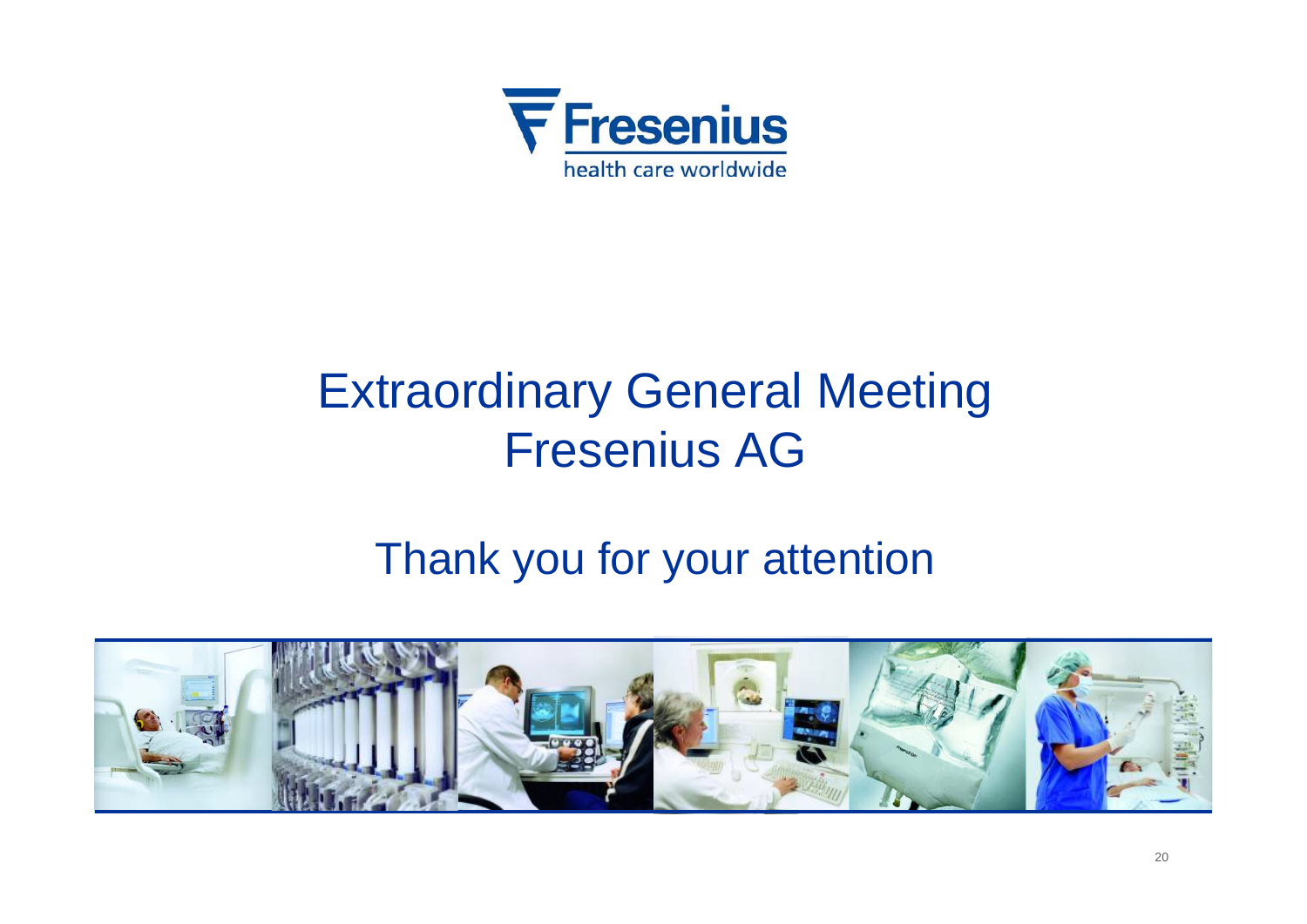Fresenius

health care worldwide

# Extraordinary General Meeting Fresenius AG

## Thank you for your attention